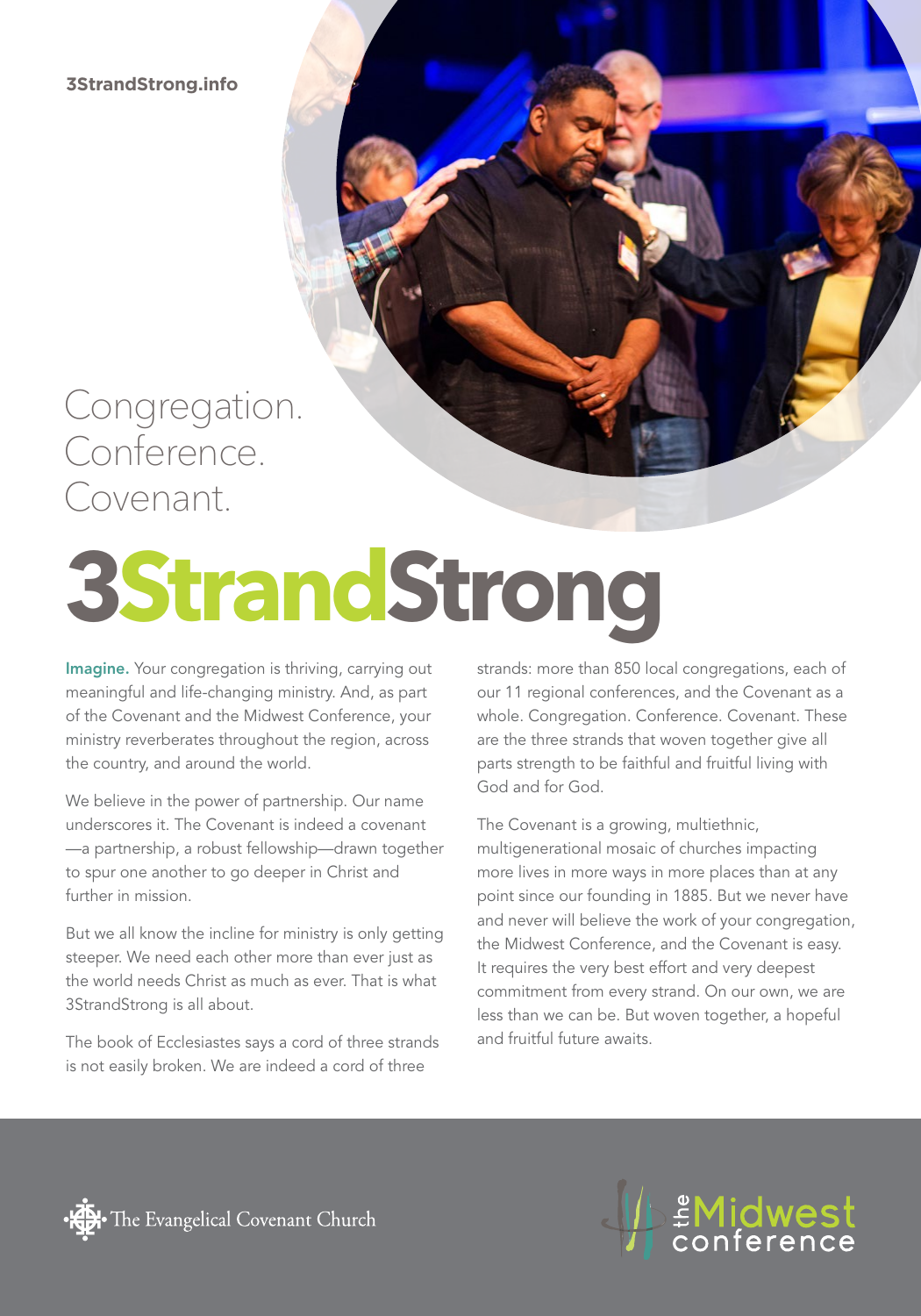3StrandStrong.info

Congregation.
Conference.
Covenant.

# 3StrandStrong

**Imagine.** Your congregation is thriving, carrying out meaningful and life-changing ministry. And, as part of the Covenant and the Midwest Conference, your ministry reverberates throughout the region, across the country, and around the world.

We believe in the power of partnership. Our name underscores it. The Covenant is indeed a covenant—a partnership, a robust fellowship—drawn together to spur one another to go deeper in Christ and further in mission.

But we all know the incline for ministry is only getting steeper. We need each other more than ever just as the world needs Christ as much as ever. That is what 3StrandStrong is all about.

The book of Ecclesiastes says a cord of three strands is not easily broken. We are indeed a cord of three strands: more than 850 local congregations, each of our 11 regional conferences, and the Covenant as a whole. Congregation. Conference. Covenant. These are the three strands that woven together give all parts strength to be faithful and fruitful living with God and for God.

The Covenant is a growing, multiethnic, multigenerational mosaic of churches impacting more lives in more ways in more places than at any point since our founding in 1885. But we never have and never will believe the work of your congregation, the Midwest Conference, and the Covenant is easy. It requires the very best effort and very deepest commitment from every strand. On our own, we are less than we can be. But woven together, a hopeful and fruitful future awaits.

The Evangelical Covenant Church

the Midwest conference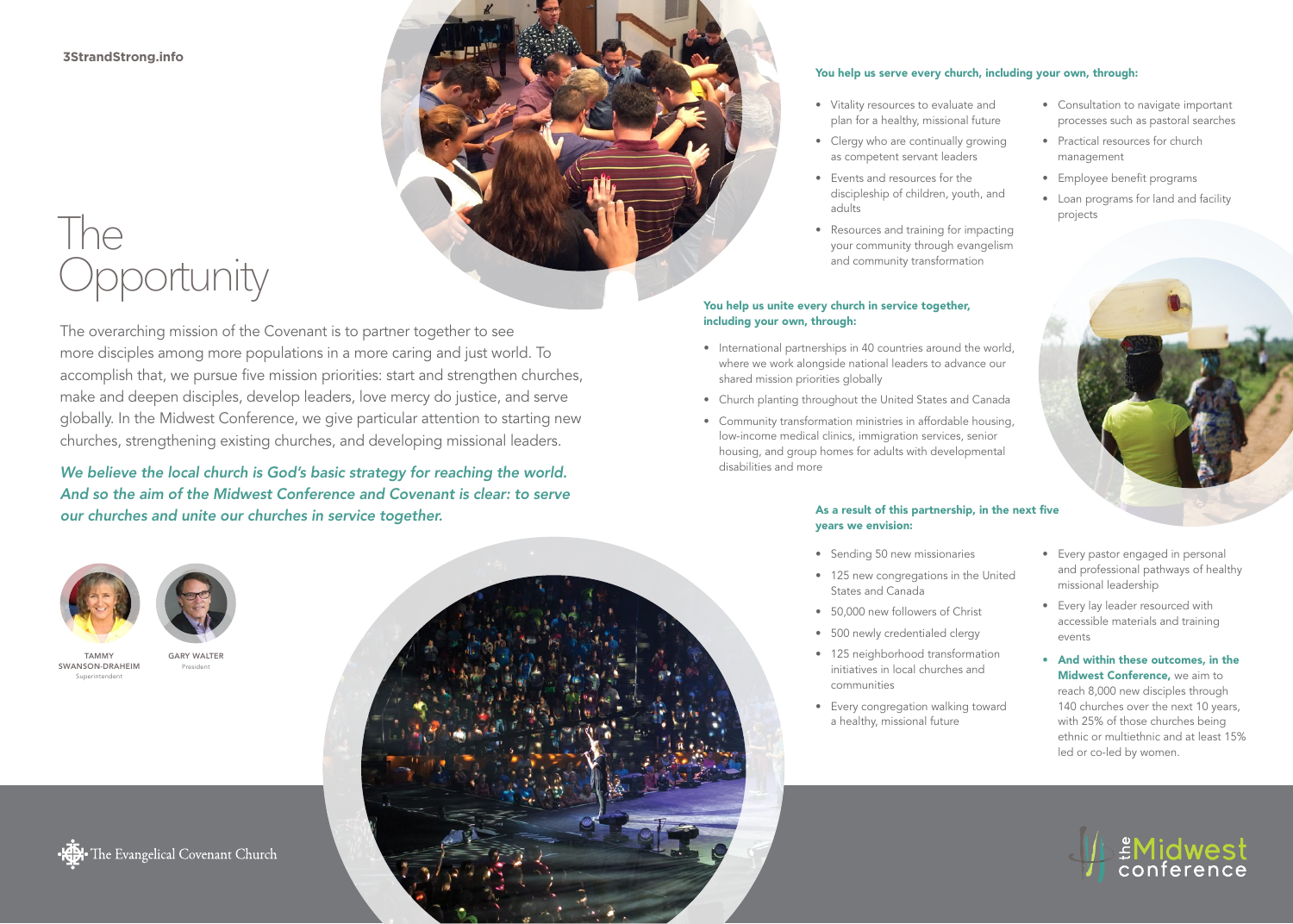3StrandStrong.info

# The Opportunity

The overarching mission of the Covenant is to partner together to see more disciples among more populations in a more caring and just world. To accomplish that, we pursue five mission priorities: start and strengthen churches, make and deepen disciples, develop leaders, love mercy do justice, and serve globally. In the Midwest Conference, we give particular attention to starting new churches, strengthening existing churches, and developing missional leaders.

*We believe the local church is God's basic strategy for reaching the world. And so the aim of the Midwest Conference and Covenant is clear: to serve our churches and unite our churches in service together.*

TAMMY SWANSON-DRAHEIM
Superintendent

GARY WALTER
President

### You help us serve every church, including your own, through:

- Vitality resources to evaluate and plan for a healthy, missional future
- Clergy who are continually growing as competent servant leaders
- Events and resources for the discipleship of children, youth, and adults
- Resources and training for impacting your community through evangelism and community transformation
- Consultation to navigate important processes such as pastoral searches
- Practical resources for church management
- Employee benefit programs
- Loan programs for land and facility projects

### You help us unite every church in service together, including your own, through:

- International partnerships in 40 countries around the world, where we work alongside national leaders to advance our shared mission priorities globally
- Church planting throughout the United States and Canada
- Community transformation ministries in affordable housing, low-income medical clinics, immigration services, senior housing, and group homes for adults with developmental disabilities and more

### As a result of this partnership, in the next five years we envision:

- Sending 50 new missionaries
- 125 new congregations in the United States and Canada
- 50,000 new followers of Christ
- 500 newly credentialed clergy
- 125 neighborhood transformation initiatives in local churches and communities
- Every congregation walking toward a healthy, missional future
- Every pastor engaged in personal and professional pathways of healthy missional leadership
- Every lay leader resourced with accessible materials and training events
- **And within these outcomes, in the Midwest Conference,** we aim to reach 8,000 new disciples through 140 churches over the next 10 years, with 25% of those churches being ethnic or multiethnic and at least 15% led or co-led by women.

The Evangelical Covenant Church

the Midwest conference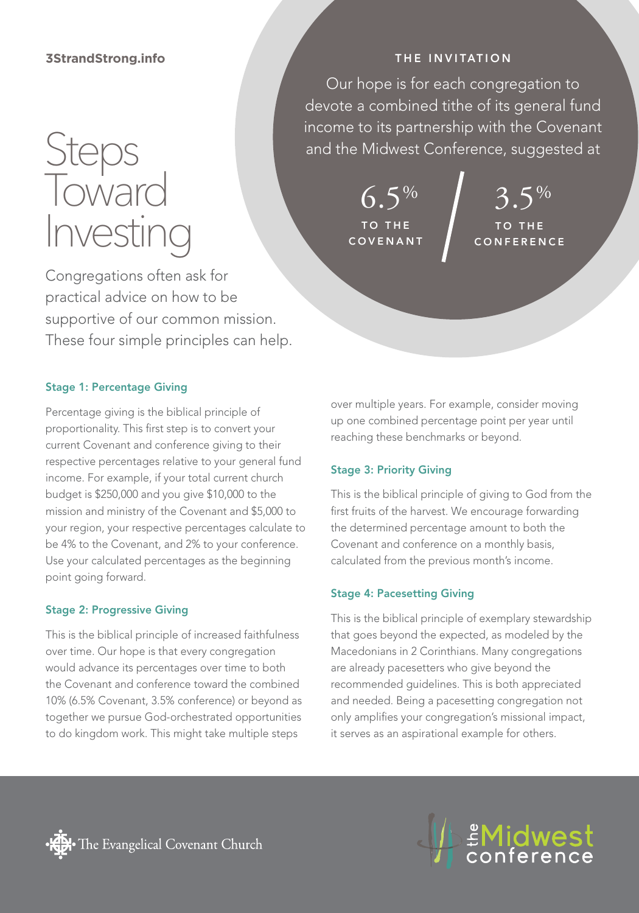**3StrandStrong.info**

# Steps Toward Investing

Congregations often ask for practical advice on how to be supportive of our common mission. These four simple principles can help.

## THE INVITATION

Our hope is for each congregation to devote a combined tithe of its general fund income to its partnership with the Covenant and the Midwest Conference, suggested at

**6.5%** TO THE COVENANT / **3.5%** TO THE CONFERENCE

### Stage 1: Percentage Giving

Percentage giving is the biblical principle of proportionality. This first step is to convert your current Covenant and conference giving to their respective percentages relative to your general fund income. For example, if your total current church budget is $250,000 and you give $10,000 to the mission and ministry of the Covenant and $5,000 to your region, your respective percentages calculate to be 4% to the Covenant, and 2% to your conference. Use your calculated percentages as the beginning point going forward.

### Stage 2: Progressive Giving

This is the biblical principle of increased faithfulness over time. Our hope is that every congregation would advance its percentages over time to both the Covenant and conference toward the combined 10% (6.5% Covenant, 3.5% conference) or beyond as together we pursue God-orchestrated opportunities to do kingdom work. This might take multiple steps over multiple years. For example, consider moving up one combined percentage point per year until reaching these benchmarks or beyond.

### Stage 3: Priority Giving

This is the biblical principle of giving to God from the first fruits of the harvest. We encourage forwarding the determined percentage amount to both the Covenant and conference on a monthly basis, calculated from the previous month's income.

### Stage 4: Pacesetting Giving

This is the biblical principle of exemplary stewardship that goes beyond the expected, as modeled by the Macedonians in 2 Corinthians. Many congregations are already pacesetters who give beyond the recommended guidelines. This is both appreciated and needed. Being a pacesetting congregation not only amplifies your congregation's missional impact, it serves as an aspirational example for others.

The Evangelical Covenant Church

the Midwest conference